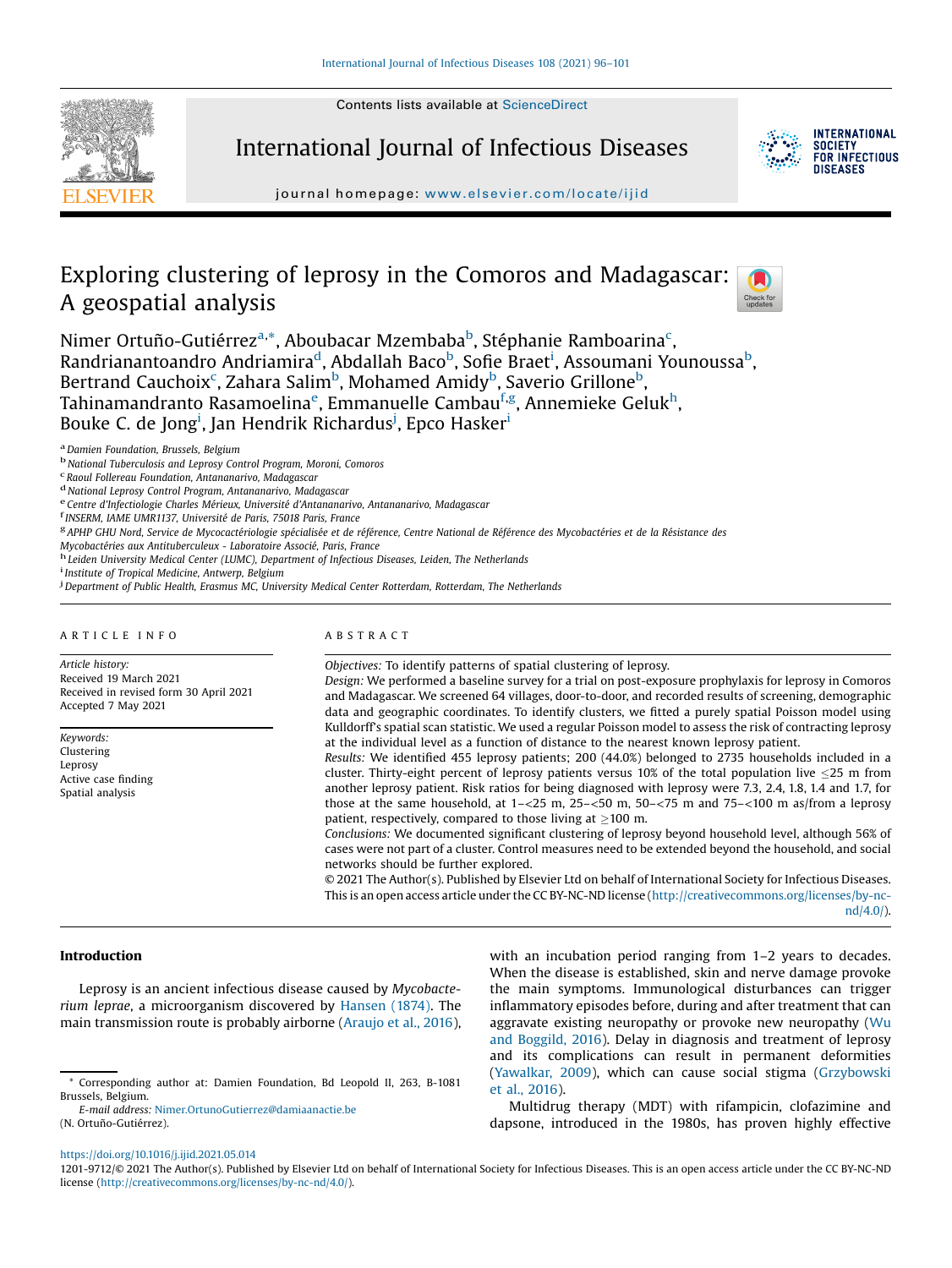# Exploring clustering of leprosy in the Comoros and Madagascar: A geospatial analysis

Nimer Ortuño-Gutiérrez[a,*], Aboubacar Mzembaba[b], Stéphanie Ramboarina[c], Randrianantoandro Andriamira[d], Abdallah Baco[b], Sofie Braet[i], Assoumani Younoussa[b], Bertrand Cauchoix[c], Zahara Salim[b], Mohamed Amidy[b], Saverio Grillone[b], Tahinamandranto Rasamoelina[e], Emmanuelle Cambau[f,g], Annemieke Geluk[h], Bouke C. de Jong[i], Jan Hendrik Richardus[j], Epco Hasker[i]

[a] Damien Foundation, Brussels, Belgium
[b] National Tuberculosis and Leprosy Control Program, Moroni, Comoros
[c] Raoul Follereau Foundation, Antananarivo, Madagascar
[d] National Leprosy Control Program, Antananarivo, Madagascar
[e] Centre d'Infectiologie Charles Mérieux, Université d'Antananarivo, Antananarivo, Madagascar
[f] INSERM, IAME UMR1137, Université de Paris, 75018 Paris, France
[g] APHP GHU Nord, Service de Mycocactériologie spécialisée et de référence, Centre National de Référence des Mycobactéries et de la Résistance des Mycobactéries aux Antituberculeux - Laboratoire Associé, Paris, France
[h] Leiden University Medical Center (LUMC), Department of Infectious Diseases, Leiden, The Netherlands
[i] Institute of Tropical Medicine, Antwerp, Belgium
[j] Department of Public Health, Erasmus MC, University Medical Center Rotterdam, Rotterdam, The Netherlands

## ARTICLE INFO

*Article history:*
Received 19 March 2021
Received in revised form 30 April 2021
Accepted 7 May 2021

*Keywords:*
Clustering
Leprosy
Active case finding
Spatial analysis

## ABSTRACT

*Objectives:* To identify patterns of spatial clustering of leprosy.

*Design:* We performed a baseline survey for a trial on post-exposure prophylaxis for leprosy in Comoros and Madagascar. We screened 64 villages, door-to-door, and recorded results of screening, demographic data and geographic coordinates. To identify clusters, we fitted a purely spatial Poisson model using Kulldorff's spatial scan statistic. We used a regular Poisson model to assess the risk of contracting leprosy at the individual level as a function of distance to the nearest known leprosy patient.

*Results:* We identified 455 leprosy patients; 200 (44.0%) belonged to 2735 households included in a cluster. Thirty-eight percent of leprosy patients versus 10% of the total population live $\leq$25 m from another leprosy patient. Risk ratios for being diagnosed with leprosy were 7.3, 2.4, 1.8, 1.4 and 1.7, for those at the same household, at 1–<25 m, 25–<50 m, 50–<75 m and 75–<100 m as/from a leprosy patient, respectively, compared to those living at $\geq$100 m.

*Conclusions:* We documented significant clustering of leprosy beyond household level, although 56% of cases were not part of a cluster. Control measures need to be extended beyond the household, and social networks should be further explored.

© 2021 The Author(s). Published by Elsevier Ltd on behalf of International Society for Infectious Diseases. This is an open access article under the CC BY-NC-ND license (http://creativecommons.org/licenses/by-nc-nd/4.0/).

## Introduction

Leprosy is an ancient infectious disease caused by *Mycobacterium leprae*, a microorganism discovered by Hansen (1874). The main transmission route is probably airborne (Araujo et al., 2016), with an incubation period ranging from 1–2 years to decades. When the disease is established, skin and nerve damage provoke the main symptoms. Immunological disturbances can trigger inflammatory episodes before, during and after treatment that can aggravate existing neuropathy or provoke new neuropathy (Wu and Boggild, 2016). Delay in diagnosis and treatment of leprosy and its complications can result in permanent deformities (Yawalkar, 2009), which can cause social stigma (Grzybowski et al., 2016).

Multidrug therapy (MDT) with rifampicin, clofazimine and dapsone, introduced in the 1980s, has proven highly effective

\* Corresponding author at: Damien Foundation, Bd Leopold II, 263, B-1081 Brussels, Belgium.
*E-mail address:* Nimer.OrtunoGutierrez@damiaanactie.be (N. Ortuño-Gutiérrez).

https://doi.org/10.1016/j.ijid.2021.05.014
1201-9712/© 2021 The Author(s). Published by Elsevier Ltd on behalf of International Society for Infectious Diseases. This is an open access article under the CC BY-NC-ND license (http://creativecommons.org/licenses/by-nc-nd/4.0/).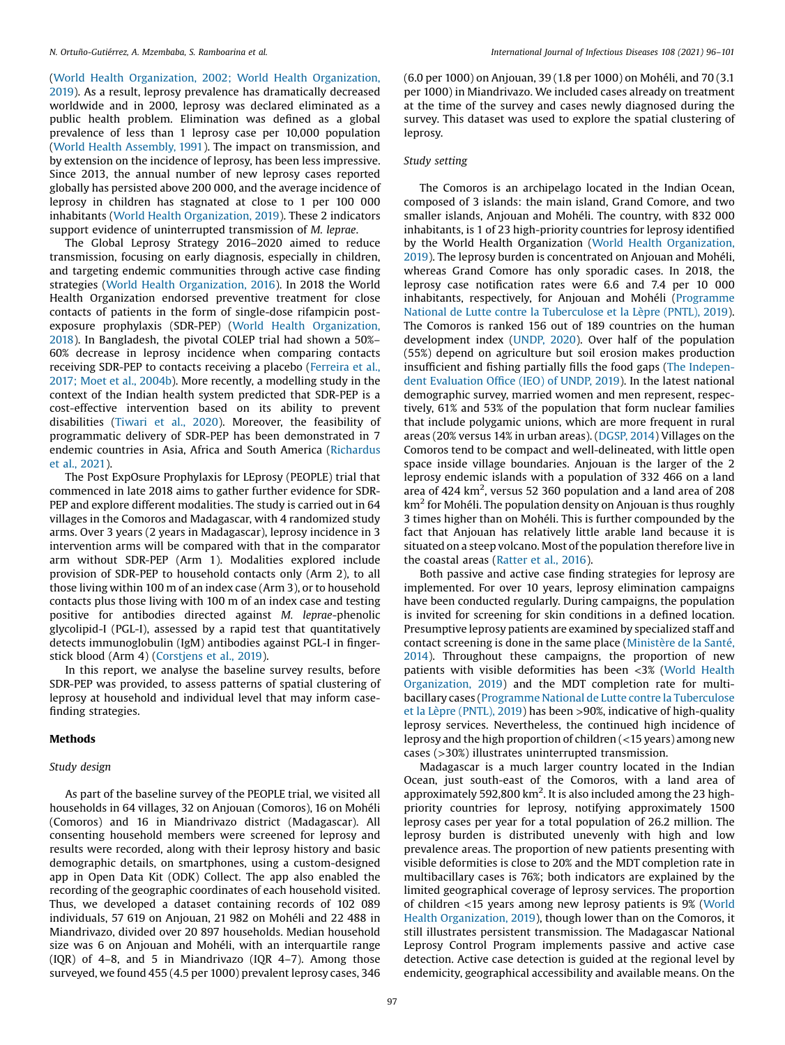(World Health Organization, 2002; World Health Organization, 2019). As a result, leprosy prevalence has dramatically decreased worldwide and in 2000, leprosy was declared eliminated as a public health problem. Elimination was defined as a global prevalence of less than 1 leprosy case per 10,000 population (World Health Assembly, 1991). The impact on transmission, and by extension on the incidence of leprosy, has been less impressive. Since 2013, the annual number of new leprosy cases reported globally has persisted above 200 000, and the average incidence of leprosy in children has stagnated at close to 1 per 100 000 inhabitants (World Health Organization, 2019). These 2 indicators support evidence of uninterrupted transmission of *M. leprae*.

The Global Leprosy Strategy 2016–2020 aimed to reduce transmission, focusing on early diagnosis, especially in children, and targeting endemic communities through active case finding strategies (World Health Organization, 2016). In 2018 the World Health Organization endorsed preventive treatment for close contacts of patients in the form of single-dose rifampicin post-exposure prophylaxis (SDR-PEP) (World Health Organization, 2018). In Bangladesh, the pivotal COLEP trial had shown a 50%–60% decrease in leprosy incidence when comparing contacts receiving SDR-PEP to contacts receiving a placebo (Ferreira et al., 2017; Moet et al., 2004b). More recently, a modelling study in the context of the Indian health system predicted that SDR-PEP is a cost-effective intervention based on its ability to prevent disabilities (Tiwari et al., 2020). Moreover, the feasibility of programmatic delivery of SDR-PEP has been demonstrated in 7 endemic countries in Asia, Africa and South America (Richardus et al., 2021).

The Post ExpOsure Prophylaxis for LEprosy (PEOPLE) trial that commenced in late 2018 aims to gather further evidence for SDR-PEP and explore different modalities. The study is carried out in 64 villages in the Comoros and Madagascar, with 4 randomized study arms. Over 3 years (2 years in Madagascar), leprosy incidence in 3 intervention arms will be compared with that in the comparator arm without SDR-PEP (Arm 1). Modalities explored include provision of SDR-PEP to household contacts only (Arm 2), to all those living within 100 m of an index case (Arm 3), or to household contacts plus those living with 100 m of an index case and testing positive for antibodies directed against *M. leprae*-phenolic glycolipid-I (PGL-I), assessed by a rapid test that quantitatively detects immunoglobulin (IgM) antibodies against PGL-I in finger-stick blood (Arm 4) (Corstjens et al., 2019).

In this report, we analyse the baseline survey results, before SDR-PEP was provided, to assess patterns of spatial clustering of leprosy at household and individual level that may inform case-finding strategies.

## Methods

### Study design

As part of the baseline survey of the PEOPLE trial, we visited all households in 64 villages, 32 on Anjouan (Comoros), 16 on Mohéli (Comoros) and 16 in Miandrivazo district (Madagascar). All consenting household members were screened for leprosy and results were recorded, along with their leprosy history and basic demographic details, on smartphones, using a custom-designed app in Open Data Kit (ODK) Collect. The app also enabled the recording of the geographic coordinates of each household visited. Thus, we developed a dataset containing records of 102 089 individuals, 57 619 on Anjouan, 21 982 on Mohéli and 22 488 in Miandrivazo, divided over 20 897 households. Median household size was 6 on Anjouan and Mohéli, with an interquartile range (IQR) of 4–8, and 5 in Miandrivazo (IQR 4–7). Among those surveyed, we found 455 (4.5 per 1000) prevalent leprosy cases, 346 (6.0 per 1000) on Anjouan, 39 (1.8 per 1000) on Mohéli, and 70 (3.1 per 1000) in Miandrivazo. We included cases already on treatment at the time of the survey and cases newly diagnosed during the survey. This dataset was used to explore the spatial clustering of leprosy.

### Study setting

The Comoros is an archipelago located in the Indian Ocean, composed of 3 islands: the main island, Grand Comore, and two smaller islands, Anjouan and Mohéli. The country, with 832 000 inhabitants, is 1 of 23 high-priority countries for leprosy identified by the World Health Organization (World Health Organization, 2019). The leprosy burden is concentrated on Anjouan and Mohéli, whereas Grand Comore has only sporadic cases. In 2018, the leprosy case notification rates were 6.6 and 7.4 per 10 000 inhabitants, respectively, for Anjouan and Mohéli (Programme National de Lutte contre la Tuberculose et la Lèpre (PNTL), 2019). The Comoros is ranked 156 out of 189 countries on the human development index (UNDP, 2020). Over half of the population (55%) depend on agriculture but soil erosion makes production insufficient and fishing partially fills the food gaps (The Independent Evaluation Office (IEO) of UNDP, 2019). In the latest national demographic survey, married women and men represent, respectively, 61% and 53% of the population that form nuclear families that include polygamic unions, which are more frequent in rural areas (20% versus 14% in urban areas). (DGSP, 2014) Villages on the Comoros tend to be compact and well-delineated, with little open space inside village boundaries. Anjouan is the larger of the 2 leprosy endemic islands with a population of 332 466 on a land area of 424 km$^2$, versus 52 360 population and a land area of 208 km$^2$ for Mohéli. The population density on Anjouan is thus roughly 3 times higher than on Mohéli. This is further compounded by the fact that Anjouan has relatively little arable land because it is situated on a steep volcano. Most of the population therefore live in the coastal areas (Ratter et al., 2016).

Both passive and active case finding strategies for leprosy are implemented. For over 10 years, leprosy elimination campaigns have been conducted regularly. During campaigns, the population is invited for screening for skin conditions in a defined location. Presumptive leprosy patients are examined by specialized staff and contact screening is done in the same place (Ministère de la Santé, 2014). Throughout these campaigns, the proportion of new patients with visible deformities has been <3% (World Health Organization, 2019) and the MDT completion rate for multibacillary cases (Programme National de Lutte contre la Tuberculose et la Lèpre (PNTL), 2019) has been >90%, indicative of high-quality leprosy services. Nevertheless, the continued high incidence of leprosy and the high proportion of children (<15 years) among new cases (>30%) illustrates uninterrupted transmission.

Madagascar is a much larger country located in the Indian Ocean, just south-east of the Comoros, with a land area of approximately 592,800 km$^2$. It is also included among the 23 high-priority countries for leprosy, notifying approximately 1500 leprosy cases per year for a total population of 26.2 million. The leprosy burden is distributed unevenly with high and low prevalence areas. The proportion of new patients presenting with visible deformities is close to 20% and the MDT completion rate in multibacillary cases is 76%; both indicators are explained by the limited geographical coverage of leprosy services. The proportion of children <15 years among new leprosy patients is 9% (World Health Organization, 2019), though lower than on the Comoros, it still illustrates persistent transmission. The Madagascar National Leprosy Control Program implements passive and active case detection. Active case detection is guided at the regional level by endemicity, geographical accessibility and available means. On the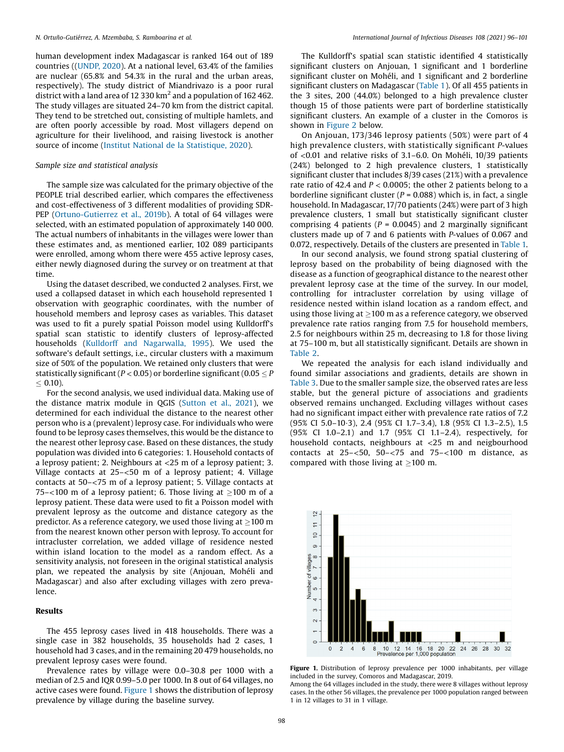human development index Madagascar is ranked 164 out of 189 countries ((UNDP, 2020). At a national level, 63.4% of the families are nuclear (65.8% and 54.3% in the rural and the urban areas, respectively). The study district of Miandrivazo is a poor rural district with a land area of 12 330 km$^2$ and a population of 162 462. The study villages are situated 24–70 km from the district capital. They tend to be stretched out, consisting of multiple hamlets, and are often poorly accessible by road. Most villagers depend on agriculture for their livelihood, and raising livestock is another source of income (Institut National de la Statistique, 2020).

*Sample size and statistical analysis*

The sample size was calculated for the primary objective of the PEOPLE trial described earlier, which compares the effectiveness and cost-effectiveness of 3 different modalities of providing SDR-PEP (Ortuno-Gutierrez et al., 2019b). A total of 64 villages were selected, with an estimated population of approximately 140 000. The actual numbers of inhabitants in the villages were lower than these estimates and, as mentioned earlier, 102 089 participants were enrolled, among whom there were 455 active leprosy cases, either newly diagnosed during the survey or on treatment at that time.

Using the dataset described, we conducted 2 analyses. First, we used a collapsed dataset in which each household represented 1 observation with geographic coordinates, with the number of household members and leprosy cases as variables. This dataset was used to fit a purely spatial Poisson model using Kulldorff's spatial scan statistic to identify clusters of leprosy-affected households (Kulldorff and Nagarwalla, 1995). We used the software's default settings, i.e., circular clusters with a maximum size of 50% of the population. We retained only clusters that were statistically significant ($P < 0.05$) or borderline significant ($0.05 \leq P \leq 0.10$).

For the second analysis, we used individual data. Making use of the distance matrix module in QGIS (Sutton et al., 2021), we determined for each individual the distance to the nearest other person who is a (prevalent) leprosy case. For individuals who were found to be leprosy cases themselves, this would be the distance to the nearest other leprosy case. Based on these distances, the study population was divided into 6 categories: 1. Household contacts of a leprosy patient; 2. Neighbours at <25 m of a leprosy patient; 3. Village contacts at 25–<50 m of a leprosy patient; 4. Village contacts at 50–<75 m of a leprosy patient; 5. Village contacts at 75–<100 m of a leprosy patient; 6. Those living at ≥100 m of a leprosy patient. These data were used to fit a Poisson model with prevalent leprosy as the outcome and distance category as the predictor. As a reference category, we used those living at ≥100 m from the nearest known other person with leprosy. To account for intracluster correlation, we added village of residence nested within island location to the model as a random effect. As a sensitivity analysis, not foreseen in the original statistical analysis plan, we repeated the analysis by site (Anjouan, Mohéli and Madagascar) and also after excluding villages with zero prevalence.

## Results

The 455 leprosy cases lived in 418 households. There was a single case in 382 households, 35 households had 2 cases, 1 household had 3 cases, and in the remaining 20 479 households, no prevalent leprosy cases were found.

Prevalence rates by village were 0.0–30.8 per 1000 with a median of 2.5 and IQR 0.99–5.0 per 1000. In 8 out of 64 villages, no active cases were found. Figure 1 shows the distribution of leprosy prevalence by village during the baseline survey.

The Kulldorff's spatial scan statistic identified 4 statistically significant clusters on Anjouan, 1 significant and 1 borderline significant cluster on Mohéli, and 1 significant and 2 borderline significant clusters on Madagascar (Table 1). Of all 455 patients in the 3 sites, 200 (44.0%) belonged to a high prevalence cluster though 15 of those patients were part of borderline statistically significant clusters. An example of a cluster in the Comoros is shown in Figure 2 below.

On Anjouan, 173/346 leprosy patients (50%) were part of 4 high prevalence clusters, with statistically significant $P$-values of <0.01 and relative risks of 3.1–6.0. On Mohéli, 10/39 patients (24%) belonged to 2 high prevalence clusters, 1 statistically significant cluster that includes 8/39 cases (21%) with a prevalence rate ratio of 42.4 and $P < 0.0005$; the other 2 patients belong to a borderline significant cluster ($P = 0.088$) which is, in fact, a single household. In Madagascar, 17/70 patients (24%) were part of 3 high prevalence clusters, 1 small but statistically significant cluster comprising 4 patients ($P = 0.0045$) and 2 marginally significant clusters made up of 7 and 6 patients with $P$-values of 0.067 and 0.072, respectively. Details of the clusters are presented in Table 1.

In our second analysis, we found strong spatial clustering of leprosy based on the probability of being diagnosed with the disease as a function of geographical distance to the nearest other prevalent leprosy case at the time of the survey. In our model, controlling for intracluster correlation by using village of residence nested within island location as a random effect, and using those living at ≥100 m as a reference category, we observed prevalence rate ratios ranging from 7.5 for household members, 2.5 for neighbours within 25 m, decreasing to 1.8 for those living at 75–100 m, but all statistically significant. Details are shown in Table 2.

We repeated the analysis for each island individually and found similar associations and gradients, details are shown in Table 3. Due to the smaller sample size, the observed rates are less stable, but the general picture of associations and gradients observed remains unchanged. Excluding villages without cases had no significant impact either with prevalence rate ratios of 7.2 (95% CI 5.0–10·3), 2.4 (95% CI 1.7–3.4), 1.8 (95% CI 1.3–2.5), 1.5 (95% CI 1.0–2.1) and 1.7 (95% CI 1.1–2.4), respectively, for household contacts, neighbours at <25 m and neigbourhood contacts at 25–<50, 50–<75 and 75–<100 m distance, as compared with those living at ≥100 m.

Number of villages
0 1 2 3 4 5 6 7 8 9 10 11 12
Prevalence per 1,000 population
0 2 4 6 8 10 12 14 16 18 20 22 24 26 28 30 32

**Figure 1.** Distribution of leprosy prevalence per 1000 inhabitants, per village included in the survey, Comoros and Madagascar, 2019.
Among the 64 villages included in the study, there were 8 villages without leprosy cases. In the other 56 villages, the prevalence per 1000 population ranged between 1 in 12 villages to 31 in 1 village.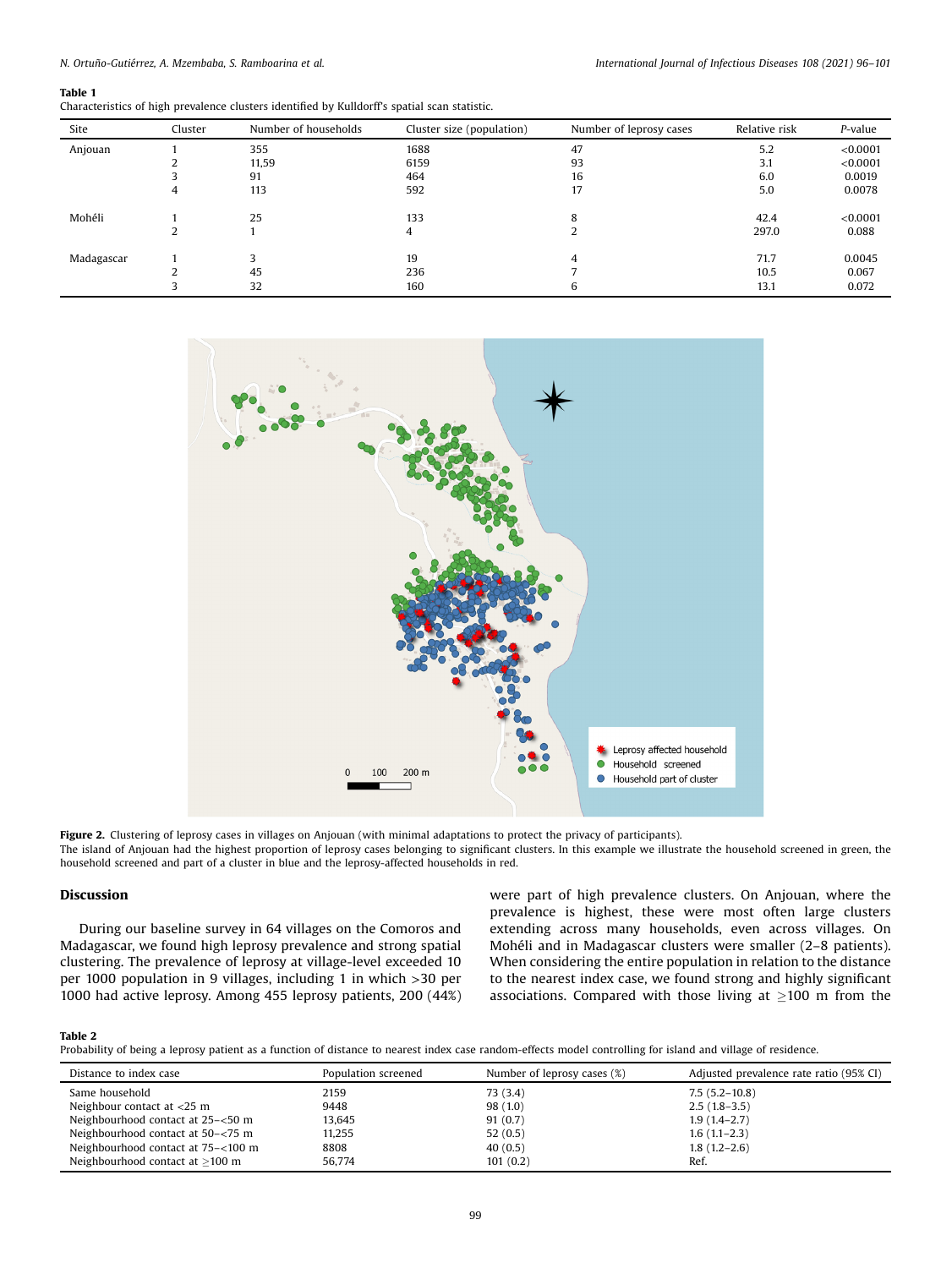**Table 1**
Characteristics of high prevalence clusters identified by Kulldorff's spatial scan statistic.

| Site | Cluster | Number of households | Cluster size (population) | Number of leprosy cases | Relative risk | *P*-value |
|---|---|---|---|---|---|---|
| Anjouan | 1 | 355 | 1688 | 47 | 5.2 | <0.0001 |
| | 2 | 11,59 | 6159 | 93 | 3.1 | <0.0001 |
| | 3 | 91 | 464 | 16 | 6.0 | 0.0019 |
| | 4 | 113 | 592 | 17 | 5.0 | 0.0078 |
| Mohéli | 1 | 25 | 133 | 8 | 42.4 | <0.0001 |
| | 2 | 1 | 4 | 2 | 297.0 | 0.088 |
| Madagascar | 1 | 3 | 19 | 4 | 71.7 | 0.0045 |
| | 2 | 45 | 236 | 7 | 10.5 | 0.067 |
| | 3 | 32 | 160 | 6 | 13.1 | 0.072 |

Leprosy affected household
Household screened
Household part of cluster
0 100 200 m

**Figure 2.** Clustering of leprosy cases in villages on Anjouan (with minimal adaptations to protect the privacy of participants).
The island of Anjouan had the highest proportion of leprosy cases belonging to significant clusters. In this example we illustrate the household screened in green, the household screened and part of a cluster in blue and the leprosy-affected households in red.

## Discussion

During our baseline survey in 64 villages on the Comoros and Madagascar, we found high leprosy prevalence and strong spatial clustering. The prevalence of leprosy at village-level exceeded 10 per 1000 population in 9 villages, including 1 in which >30 per 1000 had active leprosy. Among 455 leprosy patients, 200 (44%) were part of high prevalence clusters. On Anjouan, where the prevalence is highest, these were most often large clusters extending across many households, even across villages. On Mohéli and in Madagascar clusters were smaller (2–8 patients). When considering the entire population in relation to the distance to the nearest index case, we found strong and highly significant associations. Compared with those living at ≥100 m from the

**Table 2**
Probability of being a leprosy patient as a function of distance to nearest index case random-effects model controlling for island and village of residence.

| Distance to index case | Population screened | Number of leprosy cases (%) | Adjusted prevalence rate ratio (95% CI) |
|---|---|---|---|
| Same household | 2159 | 73 (3.4) | 7.5 (5.2–10.8) |
| Neighbour contact at <25 m | 9448 | 98 (1.0) | 2.5 (1.8–3.5) |
| Neighbourhood contact at 25–<50 m | 13,645 | 91 (0.7) | 1.9 (1.4–2.7) |
| Neighbourhood contact at 50–<75 m | 11,255 | 52 (0.5) | 1.6 (1.1–2.3) |
| Neighbourhood contact at 75–<100 m | 8808 | 40 (0.5) | 1.8 (1.2–2.6) |
| Neighbourhood contact at ≥100 m | 56,774 | 101 (0.2) | Ref. |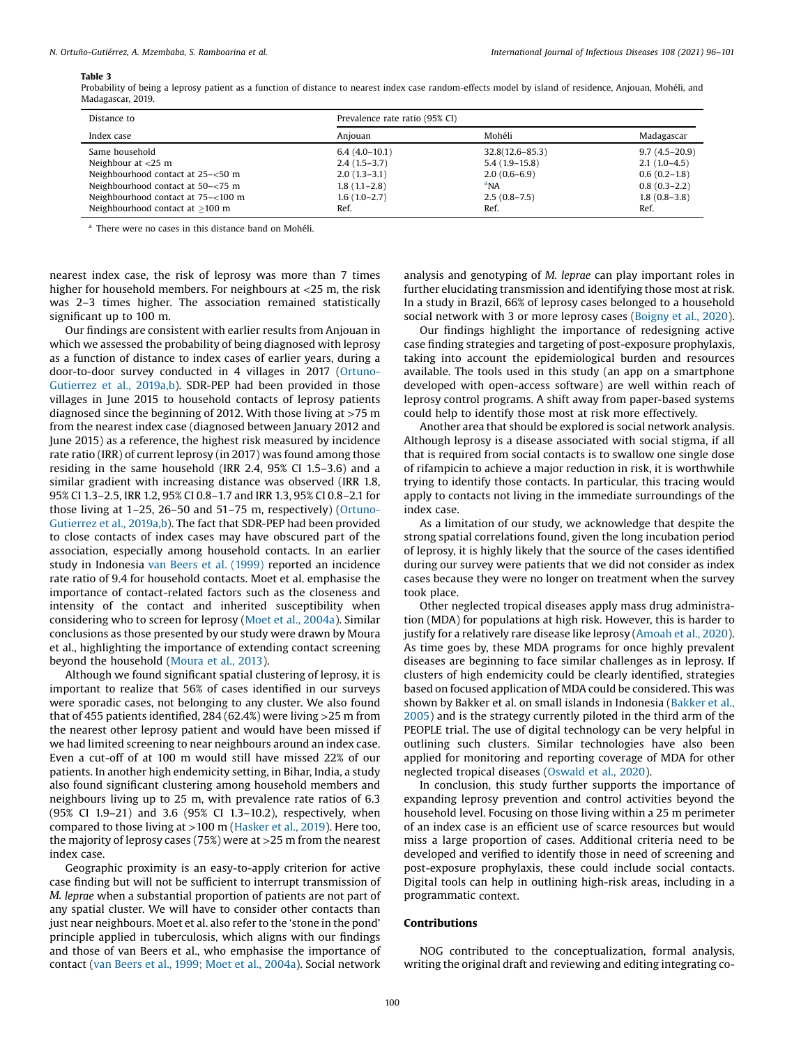**Table 3**
Probability of being a leprosy patient as a function of distance to nearest index case random-effects model by island of residence, Anjouan, Mohéli, and Madagascar, 2019.

| Distance to | Prevalence rate ratio (95% CI) | | |
|---|---|---|---|
| Index case | Anjouan | Mohéli | Madagascar |
| Same household | 6.4 (4.0–10.1) | 32.8(12.6–85.3) | 9.7 (4.5–20.9) |
| Neighbour at <25 m | 2.4 (1.5–3.7) | 5.4 (1.9–15.8) | 2.1 (1.0–4.5) |
| Neighbourhood contact at 25–<50 m | 2.0 (1.3–3.1) | 2.0 (0.6–6.9) | 0.6 (0.2–1.8) |
| Neighbourhood contact at 50–<75 m | 1.8 (1.1–2.8) | [a]NA | 0.8 (0.3–2.2) |
| Neighbourhood contact at 75–<100 m | 1.6 (1.0–2.7) | 2.5 (0.8–7.5) | 1.8 (0.8–3.8) |
| Neighbourhood contact at ≥100 m | Ref. | Ref. | Ref. |

[a] There were no cases in this distance band on Mohéli.

nearest index case, the risk of leprosy was more than 7 times higher for household members. For neighbours at <25 m, the risk was 2–3 times higher. The association remained statistically significant up to 100 m.

Our findings are consistent with earlier results from Anjouan in which we assessed the probability of being diagnosed with leprosy as a function of distance to index cases of earlier years, during a door-to-door survey conducted in 4 villages in 2017 (Ortuno-Gutierrez et al., 2019a,b). SDR-PEP had been provided in those villages in June 2015 to household contacts of leprosy patients diagnosed since the beginning of 2012. With those living at >75 m from the nearest index case (diagnosed between January 2012 and June 2015) as a reference, the highest risk measured by incidence rate ratio (IRR) of current leprosy (in 2017) was found among those residing in the same household (IRR 2.4, 95% CI 1.5–3.6) and a similar gradient with increasing distance was observed (IRR 1.8, 95% CI 1.3–2.5, IRR 1.2, 95% CI 0.8–1.7 and IRR 1.3, 95% CI 0.8–2.1 for those living at 1–25, 26–50 and 51–75 m, respectively) (Ortuno-Gutierrez et al., 2019a,b). The fact that SDR-PEP had been provided to close contacts of index cases may have obscured part of the association, especially among household contacts. In an earlier study in Indonesia van Beers et al. (1999) reported an incidence rate ratio of 9.4 for household contacts. Moet et al. emphasise the importance of contact-related factors such as the closeness and intensity of the contact and inherited susceptibility when considering who to screen for leprosy (Moet et al., 2004a). Similar conclusions as those presented by our study were drawn by Moura et al., highlighting the importance of extending contact screening beyond the household (Moura et al., 2013).

Although we found significant spatial clustering of leprosy, it is important to realize that 56% of cases identified in our surveys were sporadic cases, not belonging to any cluster. We also found that of 455 patients identified, 284 (62.4%) were living >25 m from the nearest other leprosy patient and would have been missed if we had limited screening to near neighbours around an index case. Even a cut-off of at 100 m would still have missed 22% of our patients. In another high endemicity setting, in Bihar, India, a study also found significant clustering among household members and neighbours living up to 25 m, with prevalence rate ratios of 6.3 (95% CI 1.9–21) and 3.6 (95% CI 1.3–10.2), respectively, when compared to those living at >100 m (Hasker et al., 2019). Here too, the majority of leprosy cases (75%) were at >25 m from the nearest index case.

Geographic proximity is an easy-to-apply criterion for active case finding but will not be sufficient to interrupt transmission of *M. leprae* when a substantial proportion of patients are not part of any spatial cluster. We will have to consider other contacts than just near neighbours. Moet et al. also refer to the 'stone in the pond' principle applied in tuberculosis, which aligns with our findings and those of van Beers et al., who emphasise the importance of contact (van Beers et al., 1999; Moet et al., 2004a). Social network analysis and genotyping of *M. leprae* can play important roles in further elucidating transmission and identifying those most at risk. In a study in Brazil, 66% of leprosy cases belonged to a household social network with 3 or more leprosy cases (Boigny et al., 2020).

Our findings highlight the importance of redesigning active case finding strategies and targeting of post-exposure prophylaxis, taking into account the epidemiological burden and resources available. The tools used in this study (an app on a smartphone developed with open-access software) are well within reach of leprosy control programs. A shift away from paper-based systems could help to identify those most at risk more effectively.

Another area that should be explored is social network analysis. Although leprosy is a disease associated with social stigma, if all that is required from social contacts is to swallow one single dose of rifampicin to achieve a major reduction in risk, it is worthwhile trying to identify those contacts. In particular, this tracing would apply to contacts not living in the immediate surroundings of the index case.

As a limitation of our study, we acknowledge that despite the strong spatial correlations found, given the long incubation period of leprosy, it is highly likely that the source of the cases identified during our survey were patients that we did not consider as index cases because they were no longer on treatment when the survey took place.

Other neglected tropical diseases apply mass drug administration (MDA) for populations at high risk. However, this is harder to justify for a relatively rare disease like leprosy (Amoah et al., 2020). As time goes by, these MDA programs for once highly prevalent diseases are beginning to face similar challenges as in leprosy. If clusters of high endemicity could be clearly identified, strategies based on focused application of MDA could be considered. This was shown by Bakker et al. on small islands in Indonesia (Bakker et al., 2005) and is the strategy currently piloted in the third arm of the PEOPLE trial. The use of digital technology can be very helpful in outlining such clusters. Similar technologies have also been applied for monitoring and reporting coverage of MDA for other neglected tropical diseases (Oswald et al., 2020).

In conclusion, this study further supports the importance of expanding leprosy prevention and control activities beyond the household level. Focusing on those living within a 25 m perimeter of an index case is an efficient use of scarce resources but would miss a large proportion of cases. Additional criteria need to be developed and verified to identify those in need of screening and post-exposure prophylaxis, these could include social contacts. Digital tools can help in outlining high-risk areas, including in a programmatic context.

## Contributions

NOG contributed to the conceptualization, formal analysis, writing the original draft and reviewing and editing integrating co-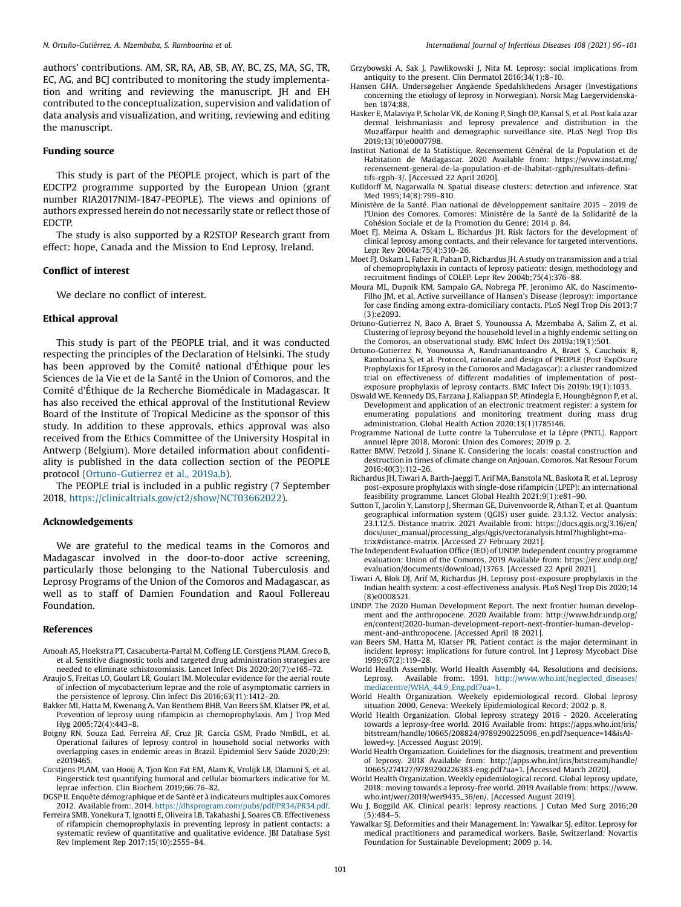authors' contributions. AM, SR, RA, AB, SB, AY, BC, ZS, MA, SG, TR, EC, AG, and BCJ contributed to monitoring the study implementation and writing and reviewing the manuscript. JH and EH contributed to the conceptualization, supervision and validation of data analysis and visualization, and writing, reviewing and editing the manuscript.

## Funding source

This study is part of the PEOPLE project, which is part of the EDCTP2 programme supported by the European Union (grant number RIA2017NIM-1847-PEOPLE). The views and opinions of authors expressed herein do not necessarily state or reflect those of EDCTP.

The study is also supported by a R2STOP Research grant from effect: hope, Canada and the Mission to End Leprosy, Ireland.

## Conflict of interest

We declare no conflict of interest.

## Ethical approval

This study is part of the PEOPLE trial, and it was conducted respecting the principles of the Declaration of Helsinki. The study has been approved by the Comité national d'Éthique pour les Sciences de la Vie et de la Santé in the Union of Comoros, and the Comité d'Éthique de la Recherche Biomédicale in Madagascar. It has also received the ethical approval of the Institutional Review Board of the Institute of Tropical Medicine as the sponsor of this study. In addition to these approvals, ethics approval was also received from the Ethics Committee of the University Hospital in Antwerp (Belgium). More detailed information about confidentiality is published in the data collection section of the PEOPLE protocol (Ortuno-Gutierrez et al., 2019a,b).

The PEOPLE trial is included in a public registry (7 September 2018, https://clinicaltrials.gov/ct2/show/NCT03662022).

## Acknowledgements

We are grateful to the medical teams in the Comoros and Madagascar involved in the door-to-door active screening, particularly those belonging to the National Tuberculosis and Leprosy Programs of the Union of the Comoros and Madagascar, as well as to staff of Damien Foundation and Raoul Follereau Foundation.

## References

Amoah AS, Hoekstra PT, Casacuberta-Partal M, Coffeng LE, Corstjens PLAM, Greco B, et al. Sensitive diagnostic tools and targeted drug administration strategies are needed to eliminate schistosomiasis. Lancet Infect Dis 2020;20(7):e165–72.

Araujo S, Freitas LO, Goulart LR, Goulart IMB. Molecular evidence for the aerial route of infection of mycobacterium leprae and the role of asymptomatic carriers in the persistence of leprosy. Clin Infect Dis 2016;63(11):1412–20.

Bakker MI, Hatta M, Kwenang A, Van Benthem BHB, Van Beers SM, Klatser PR, et al. Prevention of leprosy using rifampicin as chemoprophylaxis. Am J Trop Med Hyg 2005;72(4):443–8.

Boigny RN, Souza Ead, Ferreira AF, Cruz JR, García GSM, Prado NmBdL, et al. Operational failures of leprosy control in household social networks with overlapping cases in endemic areas in Brazil. Epidemiol Serv Saúde 2020;29: e2019465.

Corstjens PLAM, van Hooij A, Tjon Kon Fat EM, Alam K, Vrolijk LB, Dlamini S, et al. Fingerstick test quantifying humoral and cellular biomarkers indicative for M. leprae infection. Clin Biochem 2019;66:76–82.

DGSP II. Enquête démographique et de Santé et à indicateurs multiples aux Comores 2012. Available from:. 2014. https://dhsprogram.com/pubs/pdf/PR34/PR34.pdf.

Ferreira SMB, Yonekura T, Ignotti E, Oliveira LB, Takahashi J, Soares CB. Effectiveness of rifampicin chemoprophylaxis in preventing leprosy in patient contacts: a systematic review of quantitative and qualitative evidence. JBI Database Syst Rev Implement Rep 2017;15(10):2555–84.

Grzybowski A, Sak J, Pawlikowski J, Nita M. Leprosy: social implications from antiquity to the present. Clin Dermatol 2016;34(1):8–10.

Hansen GHA. Undersøgelser Angående Spedalskhedens Årsager (Investigations concerning the etiology of leprosy in Norwegian). Norsk Mag Laegervidenskaben 1874;88.

Hasker E, Malaviya P, Scholar VK, de Koning P, Singh OP, Kansal S, et al. Post kala azar dermal leishmaniasis and leprosy prevalence and distribution in the Muzaffarpur health and demographic surveillance site. PLoS Negl Trop Dis 2019;13(10)e0007798.

Institut National de la Statistique. Recensement Général de la Population et de Habitation de Madagascar. 2020 Available from: https://www.instat.mg/recensement-general-de-la-population-et-de-lhabitat-rgph/resultats-definitifs-rgph-3/. [Accessed 22 April 2020].

Kulldorff M, Nagarwalla N. Spatial disease clusters: detection and inference. Stat Med 1995;14(8):799–810.

Ministère de la Santé. Plan national de développement sanitaire 2015 - 2019 de l'Union des Comores. Comores: Ministère de la Santé de la Solidarité de la Cohésion Sociale et de la Promotion du Genre; 2014 p. 84.

Moet FJ, Meima A, Oskam L, Richardus JH. Risk factors for the development of clinical leprosy among contacts, and their relevance for targeted interventions. Lepr Rev 2004a;75(4):310–26.

Moet FJ, Oskam L, Faber R, Pahan D, Richardus JH. A study on transmission and a trial of chemoprophylaxis in contacts of leprosy patients: design, methodology and recruitment findings of COLEP. Lepr Rev 2004b;75(4):376–88.

Moura ML, Dupnik KM, Sampaio GA, Nobrega PF, Jeronimo AK, do Nascimento-Filho JM, et al. Active surveillance of Hansen's Disease (leprosy): importance for case finding among extra-domiciliary contacts. PLoS Negl Trop Dis 2013;7(3):e2093.

Ortuno-Gutierrez N, Baco A, Braet S, Younoussa A, Mzembaba A, Salim Z, et al. Clustering of leprosy beyond the household level in a highly endemic setting on the Comoros, an observational study. BMC Infect Dis 2019a;19(1):501.

Ortuno-Gutierrez N, Younoussa A, Randrianantoandro A, Braet S, Cauchoix B, Ramboarina S, et al. Protocol, rationale and design of PEOPLE (Post ExpOsure Prophylaxis for LEprosy in the Comoros and Madagascar): a cluster randomized trial on effectiveness of different modalities of implementation of post-exposure prophylaxis of leprosy contacts. BMC Infect Dis 2019b;19(1):1033.

Oswald WE, Kennedy DS, Farzana J, Kaliappan SP, Atindegla E, Houngbégnon P, et al. Development and application of an electronic treatment register: a system for enumerating populations and monitoring treatment during mass drug administration. Global Health Action 2020;13(1)1785146.

Programme National de Lutte contre la Tuberculose et la Lèpre (PNTL). Rapport annuel lèpre 2018. Moroni: Union des Comores; 2019 p. 2.

Ratter BMW, Petzold J, Sinane K. Considering the locals: coastal construction and destruction in times of climate change on Anjouan, Comoros. Nat Resour Forum 2016;40(3):112–26.

Richardus JH, Tiwari A, Barth-Jaeggi T, Arif MA, Banstola NL, Baskota R, et al. Leprosy post-exposure prophylaxis with single-dose rifampicin (LPEP): an international feasibility programme. Lancet Global Health 2021;9(1):e81–90.

Sutton T, Jacolin Y, Lanstorp J, Sherman GE, Duivenvoorde R, Athan T, et al. Quantum geographical information system (QGIS) user guide. 23.1.12. Vector analysis: 23.1.12.5. Distance matrix. 2021 Available from: https://docs.qgis.org/3.16/en/docs/user_manual/processing_algs/qgis/vectoranalysis.html?highlight=matrix#distance-matrix. [Accessed 27 February 2021].

The Independent Evaluation Office (IEO) of UNDP. Independent country programme evaluation: Union of the Comoros. 2019 Available from: https://erc.undp.org/evaluation/documents/download/13763. [Accessed 22 April 2021].

Tiwari A, Blok DJ, Arif M, Richardus JH. Leprosy post-exposure prophylaxis in the Indian health system: a cost-effectiveness analysis. PLoS Negl Trop Dis 2020;14(8)e0008521.

UNDP. The 2020 Human Development Report. The next frontier human development and the anthropocene. 2020 Available from: http://www.hdr.undp.org/en/content/2020-human-development-report-next-frontier-human-development-and-anthropocene. [Accessed April 18 2021].

van Beers SM, Hatta M, Klatser PR. Patient contact is the major determinant in incident leprosy: implications for future control. Int J Leprosy Mycobact Dise 1999;67(2):119–28.

World Health Assembly. World Health Assembly 44. Resolutions and decisions. Leprosy. Available from:. 1991. http://www.who.int/neglected_diseases/mediacentre/WHA_44.9_Eng.pdf?ua=1.

World Health Organization. Weekely epidemiological record. Global leprosy situation 2000. Geneva: Weekely Epidemiological Record; 2002 p. 8.

World Health Organization. Global leprosy strategy 2016 - 2020. Accelerating towards a leprosy-free world. 2016 Available from: https://apps.who.int/iris/bitstream/handle/10665/208824/9789290225096_en.pdf?sequence=14&isAllowed=y. [Accessed August 2019].

World Health Organization. Guidelines for the diagnosis, treatment and prevention of leprosy. 2018 Available from: http://apps.who.int/iris/bitstream/handle/10665/274127/9789290226383-eng.pdf?ua=1. [Accessed March 2020].

World Health Organization. Weekly epidemiological record. Global leprosy update, 2018: moving towards a leprosy-free world. 2019 Available from: https://www.who.int/wer/2019/wer9435_36/en/. [Accessed August 2019].

Wu J, Boggild AK. Clinical pearls: leprosy reactions. J Cutan Med Surg 2016;20(5):484–5.

Yawalkar SJ. Deformities and their Management. In: Yawalkar SJ, editor. Leprosy for medical practitioners and paramedical workers. Basle, Switzerland: Novartis Foundation for Sustainable Development; 2009 p. 14.